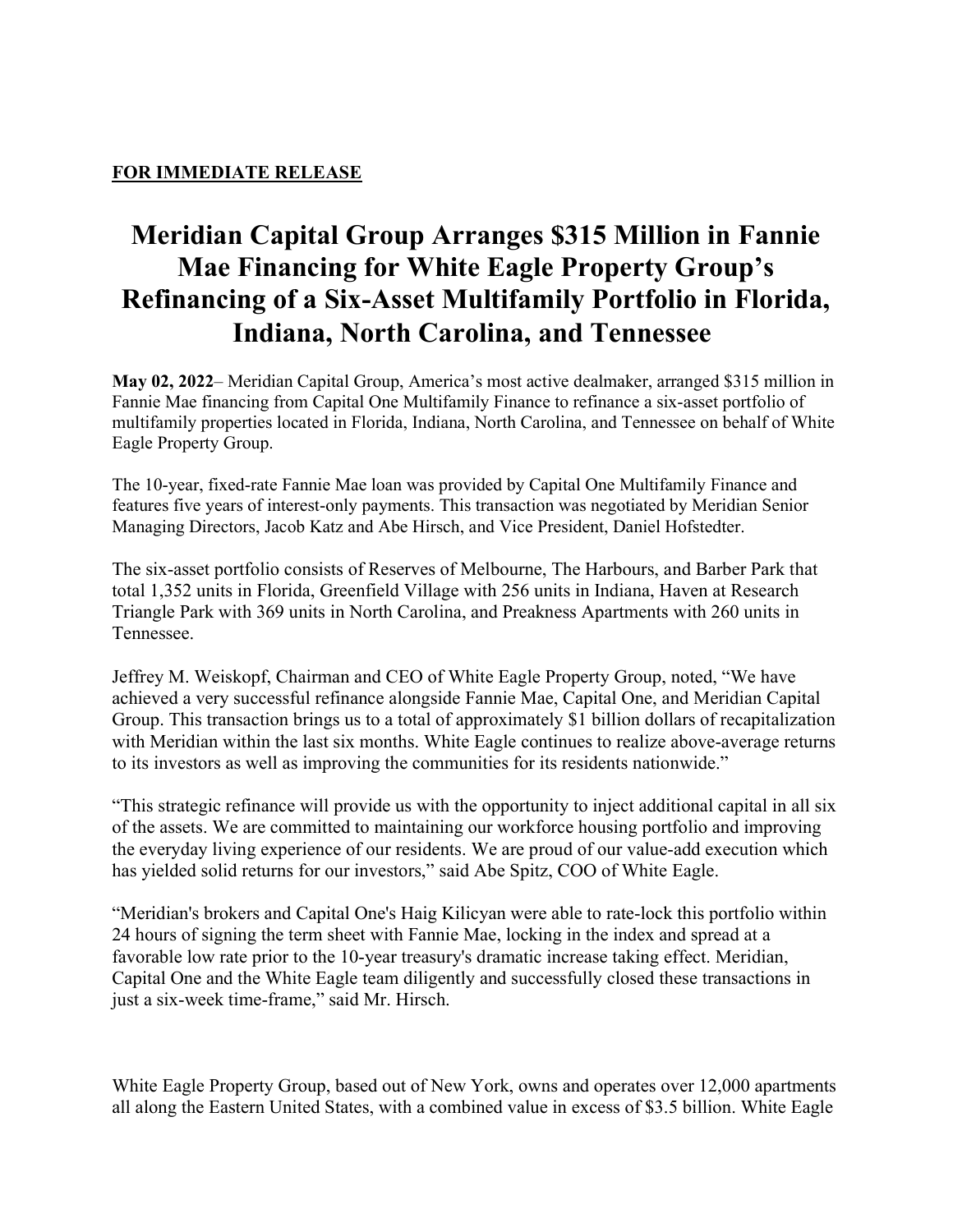**FOR IMMEDIATE RELEASE**

# Meridian Capital Group Arranges $315 Million in Fannie Mae Financing for White Eagle Property Group's Refinancing of a Six-Asset Multifamily Portfolio in Florida, Indiana, North Carolina, and Tennessee

**May 02, 2022**– Meridian Capital Group, America's most active dealmaker, arranged $315 million in Fannie Mae financing from Capital One Multifamily Finance to refinance a six-asset portfolio of multifamily properties located in Florida, Indiana, North Carolina, and Tennessee on behalf of White Eagle Property Group.

The 10-year, fixed-rate Fannie Mae loan was provided by Capital One Multifamily Finance and features five years of interest-only payments. This transaction was negotiated by Meridian Senior Managing Directors, Jacob Katz and Abe Hirsch, and Vice President, Daniel Hofstedter.

The six-asset portfolio consists of Reserves of Melbourne, The Harbours, and Barber Park that total 1,352 units in Florida, Greenfield Village with 256 units in Indiana, Haven at Research Triangle Park with 369 units in North Carolina, and Preakness Apartments with 260 units in Tennessee.

Jeffrey M. Weiskopf, Chairman and CEO of White Eagle Property Group, noted, "We have achieved a very successful refinance alongside Fannie Mae, Capital One, and Meridian Capital Group. This transaction brings us to a total of approximately $1 billion dollars of recapitalization with Meridian within the last six months. White Eagle continues to realize above-average returns to its investors as well as improving the communities for its residents nationwide."

"This strategic refinance will provide us with the opportunity to inject additional capital in all six of the assets. We are committed to maintaining our workforce housing portfolio and improving the everyday living experience of our residents. We are proud of our value-add execution which has yielded solid returns for our investors," said Abe Spitz, COO of White Eagle.

"Meridian's brokers and Capital One's Haig Kilicyan were able to rate-lock this portfolio within 24 hours of signing the term sheet with Fannie Mae, locking in the index and spread at a favorable low rate prior to the 10-year treasury's dramatic increase taking effect. Meridian, Capital One and the White Eagle team diligently and successfully closed these transactions in just a six-week time-frame," said Mr. Hirsch.

White Eagle Property Group, based out of New York, owns and operates over 12,000 apartments all along the Eastern United States, with a combined value in excess of $3.5 billion. White Eagle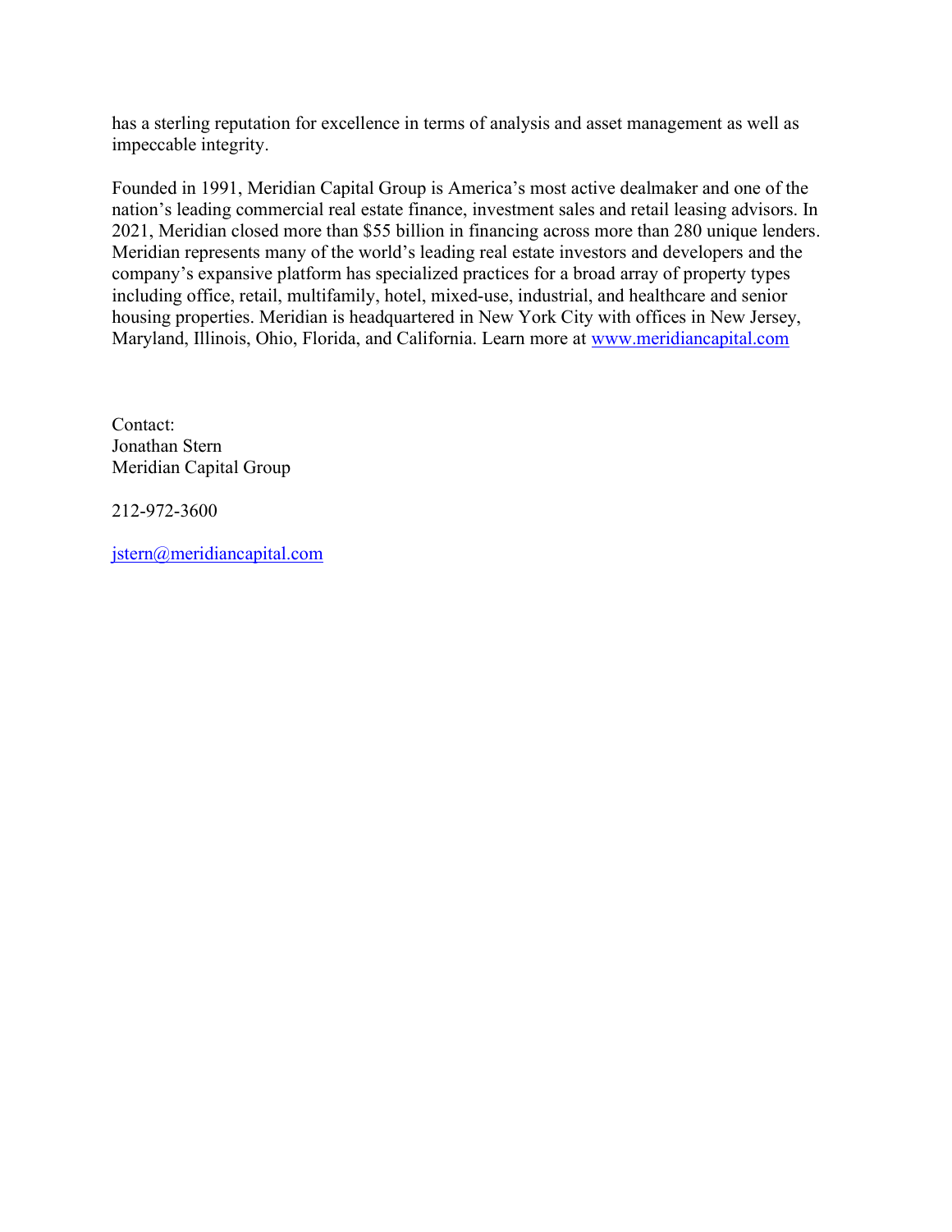has a sterling reputation for excellence in terms of analysis and asset management as well as impeccable integrity.

Founded in 1991, Meridian Capital Group is America's most active dealmaker and one of the nation's leading commercial real estate finance, investment sales and retail leasing advisors. In 2021, Meridian closed more than $55 billion in financing across more than 280 unique lenders. Meridian represents many of the world's leading real estate investors and developers and the company's expansive platform has specialized practices for a broad array of property types including office, retail, multifamily, hotel, mixed-use, industrial, and healthcare and senior housing properties. Meridian is headquartered in New York City with offices in New Jersey, Maryland, Illinois, Ohio, Florida, and California. Learn more at [www.meridiancapital.com](http://www.meridiancapital.com)

Contact:
Jonathan Stern
Meridian Capital Group

212-972-3600

[jstern@meridiancapital.com](mailto:jstern@meridiancapital.com)